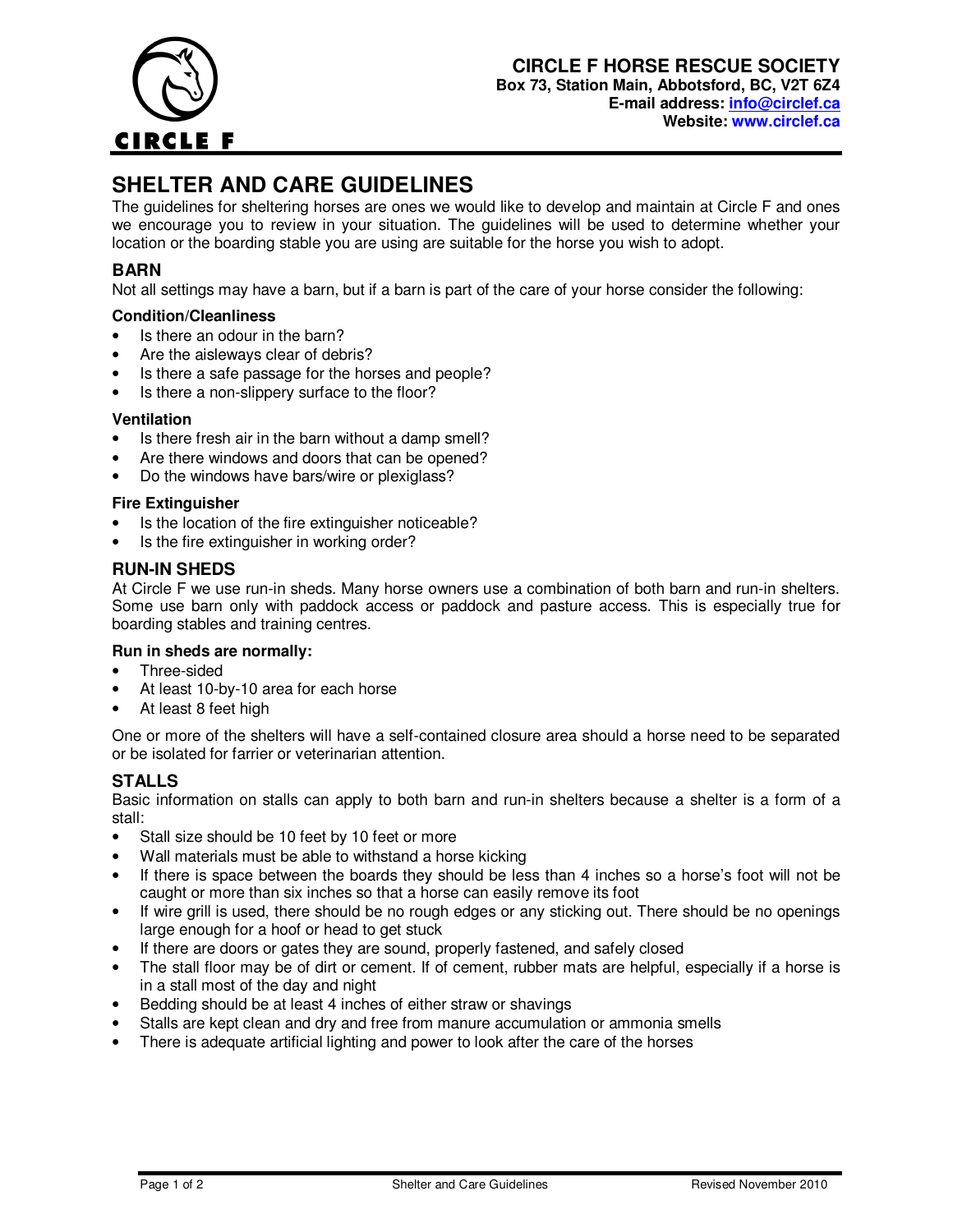**CIRCLE F HORSE RESCUE SOCIETY**
**Box 73, Station Main, Abbotsford, BC, V2T 6Z4**
**E-mail address: info@circlef.ca**
**Website: www.circlef.ca**

# SHELTER AND CARE GUIDELINES

The guidelines for sheltering horses are ones we would like to develop and maintain at Circle F and ones we encourage you to review in your situation. The guidelines will be used to determine whether your location or the boarding stable you are using are suitable for the horse you wish to adopt.

## BARN

Not all settings may have a barn, but if a barn is part of the care of your horse consider the following:

### Condition/Cleanliness

- Is there an odour in the barn?
- Are the aisleways clear of debris?
- Is there a safe passage for the horses and people?
- Is there a non-slippery surface to the floor?

### Ventilation

- Is there fresh air in the barn without a damp smell?
- Are there windows and doors that can be opened?
- Do the windows have bars/wire or plexiglass?

### Fire Extinguisher

- Is the location of the fire extinguisher noticeable?
- Is the fire extinguisher in working order?

## RUN-IN SHEDS

At Circle F we use run-in sheds. Many horse owners use a combination of both barn and run-in shelters. Some use barn only with paddock access or paddock and pasture access. This is especially true for boarding stables and training centres.

### Run in sheds are normally:

- Three-sided
- At least 10-by-10 area for each horse
- At least 8 feet high

One or more of the shelters will have a self-contained closure area should a horse need to be separated or be isolated for farrier or veterinarian attention.

## STALLS

Basic information on stalls can apply to both barn and run-in shelters because a shelter is a form of a stall:

- Stall size should be 10 feet by 10 feet or more
- Wall materials must be able to withstand a horse kicking
- If there is space between the boards they should be less than 4 inches so a horse's foot will not be caught or more than six inches so that a horse can easily remove its foot
- If wire grill is used, there should be no rough edges or any sticking out. There should be no openings large enough for a hoof or head to get stuck
- If there are doors or gates they are sound, properly fastened, and safely closed
- The stall floor may be of dirt or cement. If of cement, rubber mats are helpful, especially if a horse is in a stall most of the day and night
- Bedding should be at least 4 inches of either straw or shavings
- Stalls are kept clean and dry and free from manure accumulation or ammonia smells
- There is adequate artificial lighting and power to look after the care of the horses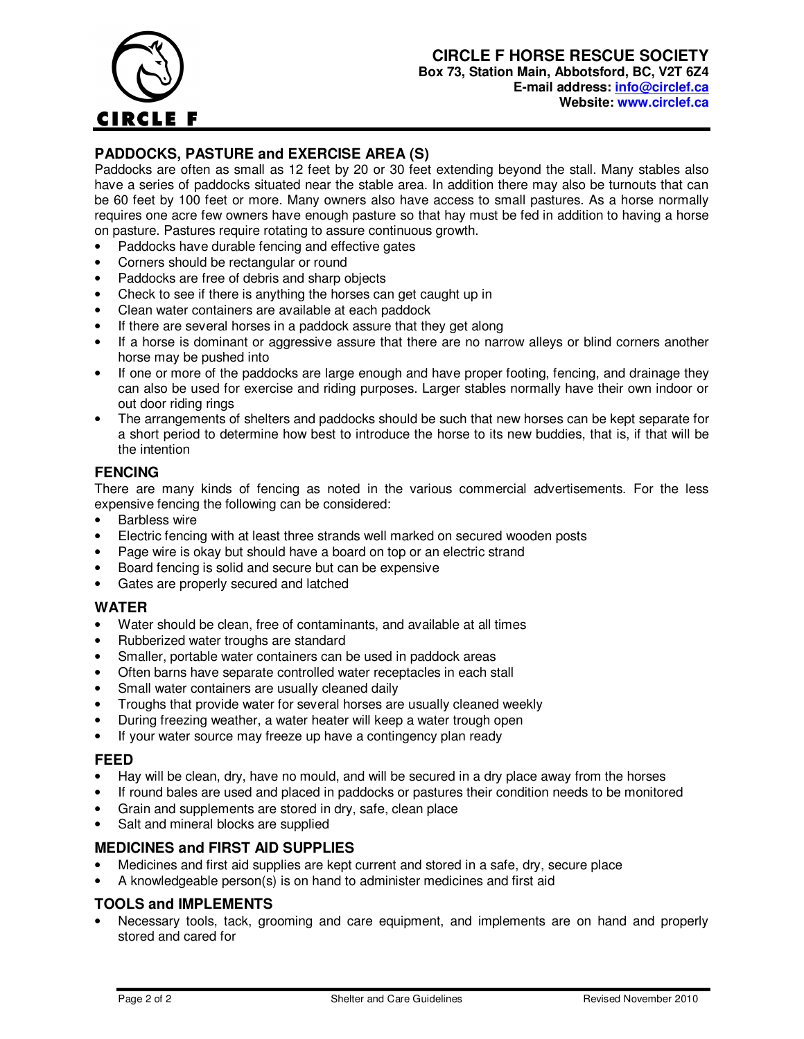CIRCLE F

**CIRCLE F HORSE RESCUE SOCIETY**
**Box 73, Station Main, Abbotsford, BC, V2T 6Z4**
**E-mail address: info@circlef.ca**
**Website: www.circlef.ca**

## PADDOCKS, PASTURE and EXERCISE AREA (S)

Paddocks are often as small as 12 feet by 20 or 30 feet extending beyond the stall. Many stables also have a series of paddocks situated near the stable area. In addition there may also be turnouts that can be 60 feet by 100 feet or more. Many owners also have access to small pastures. As a horse normally requires one acre few owners have enough pasture so that hay must be fed in addition to having a horse on pasture. Pastures require rotating to assure continuous growth.

- Paddocks have durable fencing and effective gates
- Corners should be rectangular or round
- Paddocks are free of debris and sharp objects
- Check to see if there is anything the horses can get caught up in
- Clean water containers are available at each paddock
- If there are several horses in a paddock assure that they get along
- If a horse is dominant or aggressive assure that there are no narrow alleys or blind corners another horse may be pushed into
- If one or more of the paddocks are large enough and have proper footing, fencing, and drainage they can also be used for exercise and riding purposes. Larger stables normally have their own indoor or out door riding rings
- The arrangements of shelters and paddocks should be such that new horses can be kept separate for a short period to determine how best to introduce the horse to its new buddies, that is, if that will be the intention

## FENCING

There are many kinds of fencing as noted in the various commercial advertisements. For the less expensive fencing the following can be considered:

- Barbless wire
- Electric fencing with at least three strands well marked on secured wooden posts
- Page wire is okay but should have a board on top or an electric strand
- Board fencing is solid and secure but can be expensive
- Gates are properly secured and latched

## WATER

- Water should be clean, free of contaminants, and available at all times
- Rubberized water troughs are standard
- Smaller, portable water containers can be used in paddock areas
- Often barns have separate controlled water receptacles in each stall
- Small water containers are usually cleaned daily
- Troughs that provide water for several horses are usually cleaned weekly
- During freezing weather, a water heater will keep a water trough open
- If your water source may freeze up have a contingency plan ready

## FEED

- Hay will be clean, dry, have no mould, and will be secured in a dry place away from the horses
- If round bales are used and placed in paddocks or pastures their condition needs to be monitored
- Grain and supplements are stored in dry, safe, clean place
- Salt and mineral blocks are supplied

## MEDICINES and FIRST AID SUPPLIES

- Medicines and first aid supplies are kept current and stored in a safe, dry, secure place
- A knowledgeable person(s) is on hand to administer medicines and first aid

## TOOLS and IMPLEMENTS

- Necessary tools, tack, grooming and care equipment, and implements are on hand and properly stored and cared for